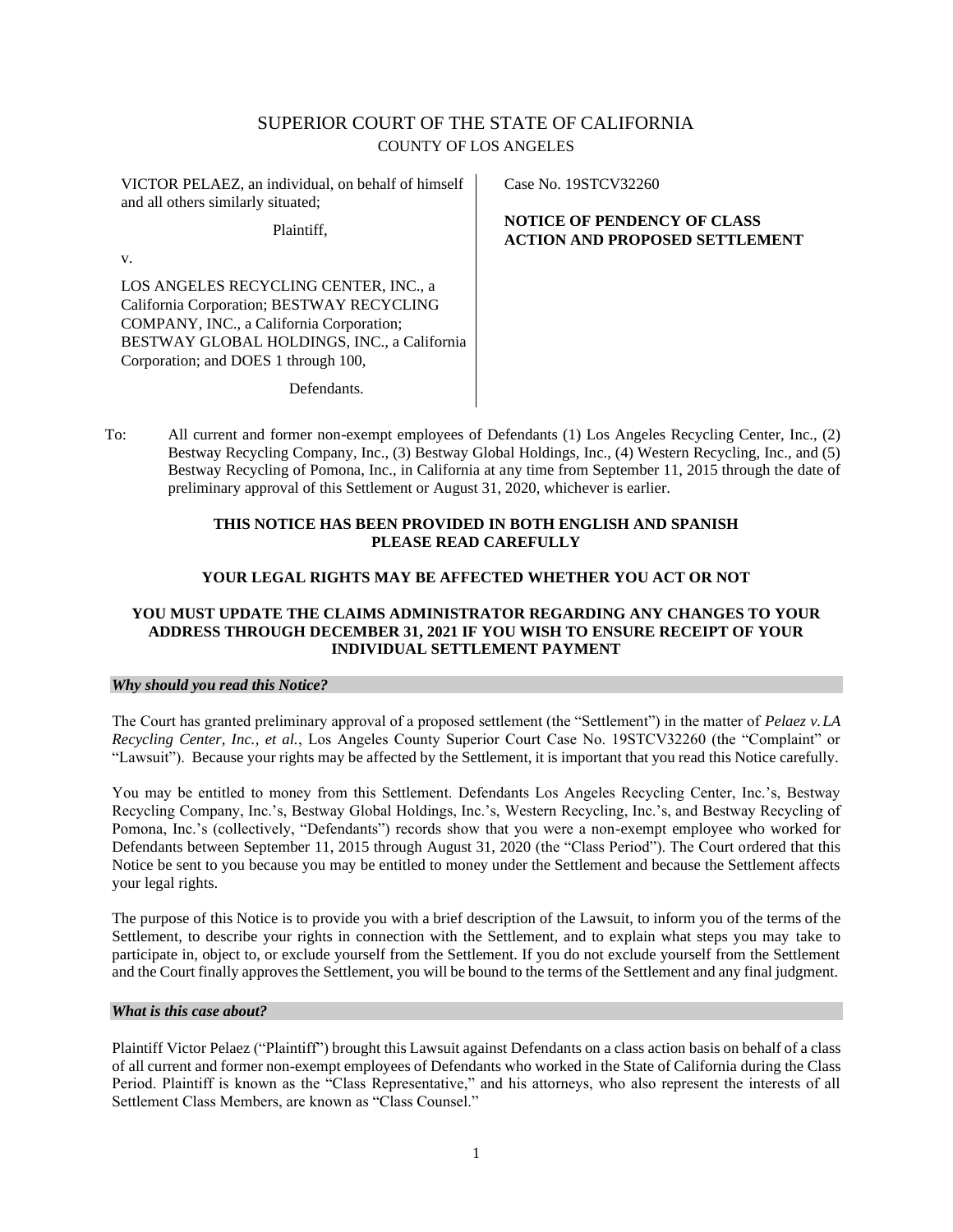# SUPERIOR COURT OF THE STATE OF CALIFORNIA

## COUNTY OF LOS ANGELES

VICTOR PELAEZ, an individual, on behalf of himself and all others similarly situated;

Plaintiff,

v.

LOS ANGELES RECYCLING CENTER, INC., a California Corporation; BESTWAY RECYCLING COMPANY, INC., a California Corporation; BESTWAY GLOBAL HOLDINGS, INC., a California Corporation; and DOES 1 through 100,

Defendants.

Case No. 19STCV32260

**NOTICE OF PENDENCY OF CLASS ACTION AND PROPOSED SETTLEMENT**

To: All current and former non-exempt employees of Defendants (1) Los Angeles Recycling Center, Inc., (2) Bestway Recycling Company, Inc., (3) Bestway Global Holdings, Inc., (4) Western Recycling, Inc., and (5) Bestway Recycling of Pomona, Inc., in California at any time from September 11, 2015 through the date of preliminary approval of this Settlement or August 31, 2020, whichever is earlier.

**THIS NOTICE HAS BEEN PROVIDED IN BOTH ENGLISH AND SPANISH PLEASE READ CAREFULLY**

**YOUR LEGAL RIGHTS MAY BE AFFECTED WHETHER YOU ACT OR NOT**

**YOU MUST UPDATE THE CLAIMS ADMINISTRATOR REGARDING ANY CHANGES TO YOUR ADDRESS THROUGH DECEMBER 31, 2021 IF YOU WISH TO ENSURE RECEIPT OF YOUR INDIVIDUAL SETTLEMENT PAYMENT**

### *Why should you read this Notice?*

The Court has granted preliminary approval of a proposed settlement (the "Settlement") in the matter of *Pelaez v. LA Recycling Center, Inc., et al.*, Los Angeles County Superior Court Case No. 19STCV32260 (the "Complaint" or "Lawsuit"). Because your rights may be affected by the Settlement, it is important that you read this Notice carefully.

You may be entitled to money from this Settlement. Defendants Los Angeles Recycling Center, Inc.'s, Bestway Recycling Company, Inc.'s, Bestway Global Holdings, Inc.'s, Western Recycling, Inc.'s, and Bestway Recycling of Pomona, Inc.'s (collectively, "Defendants") records show that you were a non-exempt employee who worked for Defendants between September 11, 2015 through August 31, 2020 (the "Class Period"). The Court ordered that this Notice be sent to you because you may be entitled to money under the Settlement and because the Settlement affects your legal rights.

The purpose of this Notice is to provide you with a brief description of the Lawsuit, to inform you of the terms of the Settlement, to describe your rights in connection with the Settlement, and to explain what steps you may take to participate in, object to, or exclude yourself from the Settlement. If you do not exclude yourself from the Settlement and the Court finally approves the Settlement, you will be bound to the terms of the Settlement and any final judgment.

### *What is this case about?*

Plaintiff Victor Pelaez ("Plaintiff") brought this Lawsuit against Defendants on a class action basis on behalf of a class of all current and former non-exempt employees of Defendants who worked in the State of California during the Class Period. Plaintiff is known as the "Class Representative," and his attorneys, who also represent the interests of all Settlement Class Members, are known as "Class Counsel."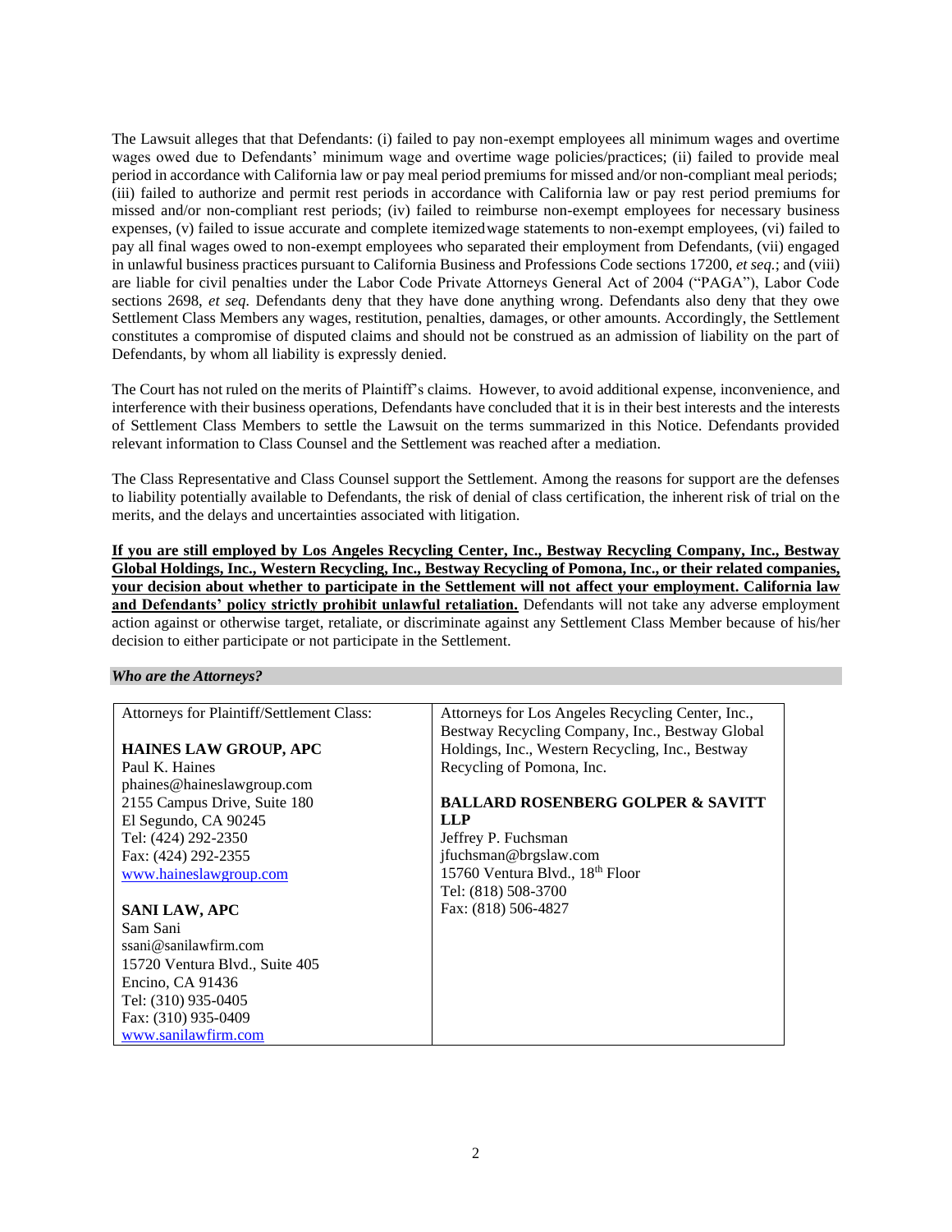The Lawsuit alleges that that Defendants: (i) failed to pay non-exempt employees all minimum wages and overtime wages owed due to Defendants' minimum wage and overtime wage policies/practices; (ii) failed to provide meal period in accordance with California law or pay meal period premiums for missed and/or non-compliant meal periods; (iii) failed to authorize and permit rest periods in accordance with California law or pay rest period premiums for missed and/or non-compliant rest periods; (iv) failed to reimburse non-exempt employees for necessary business expenses, (v) failed to issue accurate and complete itemizedwage statements to non-exempt employees, (vi) failed to pay all final wages owed to non-exempt employees who separated their employment from Defendants, (vii) engaged in unlawful business practices pursuant to California Business and Professions Code sections 17200, *et seq.*; and (viii) are liable for civil penalties under the Labor Code Private Attorneys General Act of 2004 ("PAGA"), Labor Code sections 2698, *et seq*. Defendants deny that they have done anything wrong. Defendants also deny that they owe Settlement Class Members any wages, restitution, penalties, damages, or other amounts. Accordingly, the Settlement constitutes a compromise of disputed claims and should not be construed as an admission of liability on the part of Defendants, by whom all liability is expressly denied.

The Court has not ruled on the merits of Plaintiff's claims. However, to avoid additional expense, inconvenience, and interference with their business operations, Defendants have concluded that it is in their best interests and the interests of Settlement Class Members to settle the Lawsuit on the terms summarized in this Notice. Defendants provided relevant information to Class Counsel and the Settlement was reached after a mediation.

The Class Representative and Class Counsel support the Settlement. Among the reasons for support are the defenses to liability potentially available to Defendants, the risk of denial of class certification, the inherent risk of trial on the merits, and the delays and uncertainties associated with litigation.

**If you are still employed by Los Angeles Recycling Center, Inc., Bestway Recycling Company, Inc., Bestway Global Holdings, Inc., Western Recycling, Inc., Bestway Recycling of Pomona, Inc., or their related companies, your decision about whether to participate in the Settlement will not affect your employment. California law and Defendants' policy strictly prohibit unlawful retaliation.** Defendants will not take any adverse employment action against or otherwise target, retaliate, or discriminate against any Settlement Class Member because of his/her decision to either participate or not participate in the Settlement.

***Who are the Attorneys?***

| Attorneys for Plaintiff/Settlement Class: | Attorneys for Los Angeles Recycling Center, Inc., Bestway Recycling Company, Inc., Bestway Global Holdings, Inc., Western Recycling, Inc., Bestway Recycling of Pomona, Inc. |
|---|---|
| **HAINES LAW GROUP, APC**<br>Paul K. Haines<br>phaines@haineslawgroup.com<br>2155 Campus Drive, Suite 180<br>El Segundo, CA 90245<br>Tel: (424) 292-2350<br>Fax: (424) 292-2355<br>www.haineslawgroup.com<br><br>**SANI LAW, APC**<br>Sam Sani<br>ssani@sanilawfirm.com<br>15720 Ventura Blvd., Suite 405<br>Encino, CA 91436<br>Tel: (310) 935-0405<br>Fax: (310) 935-0409<br>www.sanilawfirm.com | **BALLARD ROSENBERG GOLPER & SAVITT LLP**<br>Jeffrey P. Fuchsman<br>jfuchsman@brgslaw.com<br>15760 Ventura Blvd., 18th Floor<br>Tel: (818) 508-3700<br>Fax: (818) 506-4827 |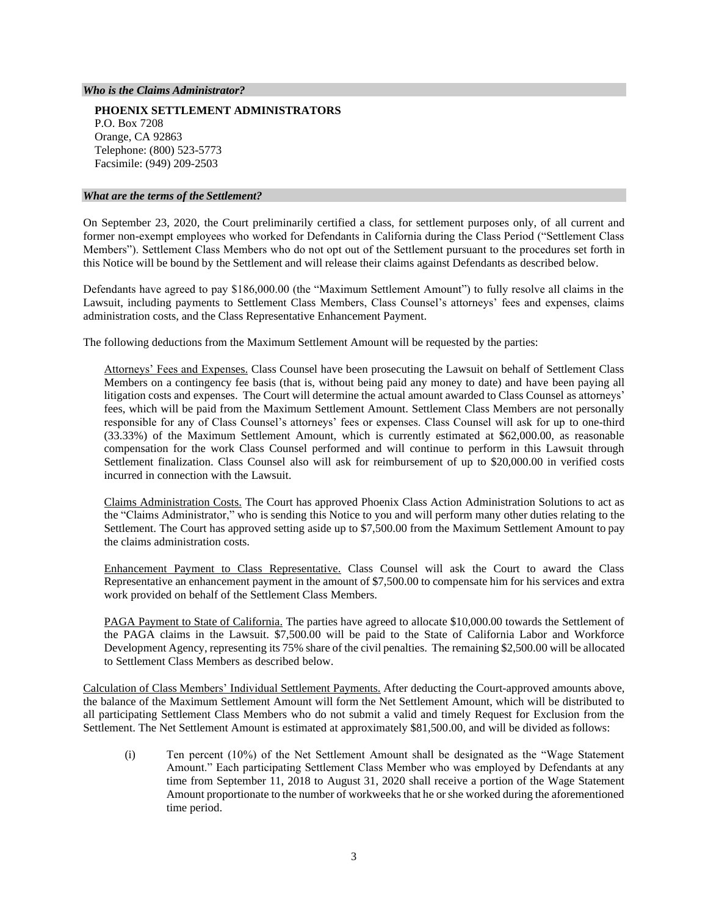### *Who is the Claims Administrator?*

**PHOENIX SETTLEMENT ADMINISTRATORS**
P.O. Box 7208
Orange, CA 92863
Telephone: (800) 523-5773
Facsimile: (949) 209-2503

### *What are the terms of the Settlement?*

On September 23, 2020, the Court preliminarily certified a class, for settlement purposes only, of all current and former non-exempt employees who worked for Defendants in California during the Class Period ("Settlement Class Members"). Settlement Class Members who do not opt out of the Settlement pursuant to the procedures set forth in this Notice will be bound by the Settlement and will release their claims against Defendants as described below.

Defendants have agreed to pay $186,000.00 (the "Maximum Settlement Amount") to fully resolve all claims in the Lawsuit, including payments to Settlement Class Members, Class Counsel's attorneys' fees and expenses, claims administration costs, and the Class Representative Enhancement Payment.

The following deductions from the Maximum Settlement Amount will be requested by the parties:

Attorneys' Fees and Expenses. Class Counsel have been prosecuting the Lawsuit on behalf of Settlement Class Members on a contingency fee basis (that is, without being paid any money to date) and have been paying all litigation costs and expenses. The Court will determine the actual amount awarded to Class Counsel as attorneys' fees, which will be paid from the Maximum Settlement Amount. Settlement Class Members are not personally responsible for any of Class Counsel's attorneys' fees or expenses. Class Counsel will ask for up to one-third (33.33%) of the Maximum Settlement Amount, which is currently estimated at $62,000.00, as reasonable compensation for the work Class Counsel performed and will continue to perform in this Lawsuit through Settlement finalization. Class Counsel also will ask for reimbursement of up to $20,000.00 in verified costs incurred in connection with the Lawsuit.

Claims Administration Costs. The Court has approved Phoenix Class Action Administration Solutions to act as the "Claims Administrator," who is sending this Notice to you and will perform many other duties relating to the Settlement. The Court has approved setting aside up to $7,500.00 from the Maximum Settlement Amount to pay the claims administration costs.

Enhancement Payment to Class Representative. Class Counsel will ask the Court to award the Class Representative an enhancement payment in the amount of $7,500.00 to compensate him for his services and extra work provided on behalf of the Settlement Class Members.

PAGA Payment to State of California. The parties have agreed to allocate $10,000.00 towards the Settlement of the PAGA claims in the Lawsuit. $7,500.00 will be paid to the State of California Labor and Workforce Development Agency, representing its 75% share of the civil penalties. The remaining $2,500.00 will be allocated to Settlement Class Members as described below.

Calculation of Class Members' Individual Settlement Payments. After deducting the Court-approved amounts above, the balance of the Maximum Settlement Amount will form the Net Settlement Amount, which will be distributed to all participating Settlement Class Members who do not submit a valid and timely Request for Exclusion from the Settlement. The Net Settlement Amount is estimated at approximately $81,500.00, and will be divided as follows:

(i) Ten percent (10%) of the Net Settlement Amount shall be designated as the "Wage Statement Amount." Each participating Settlement Class Member who was employed by Defendants at any time from September 11, 2018 to August 31, 2020 shall receive a portion of the Wage Statement Amount proportionate to the number of workweeks that he or she worked during the aforementioned time period.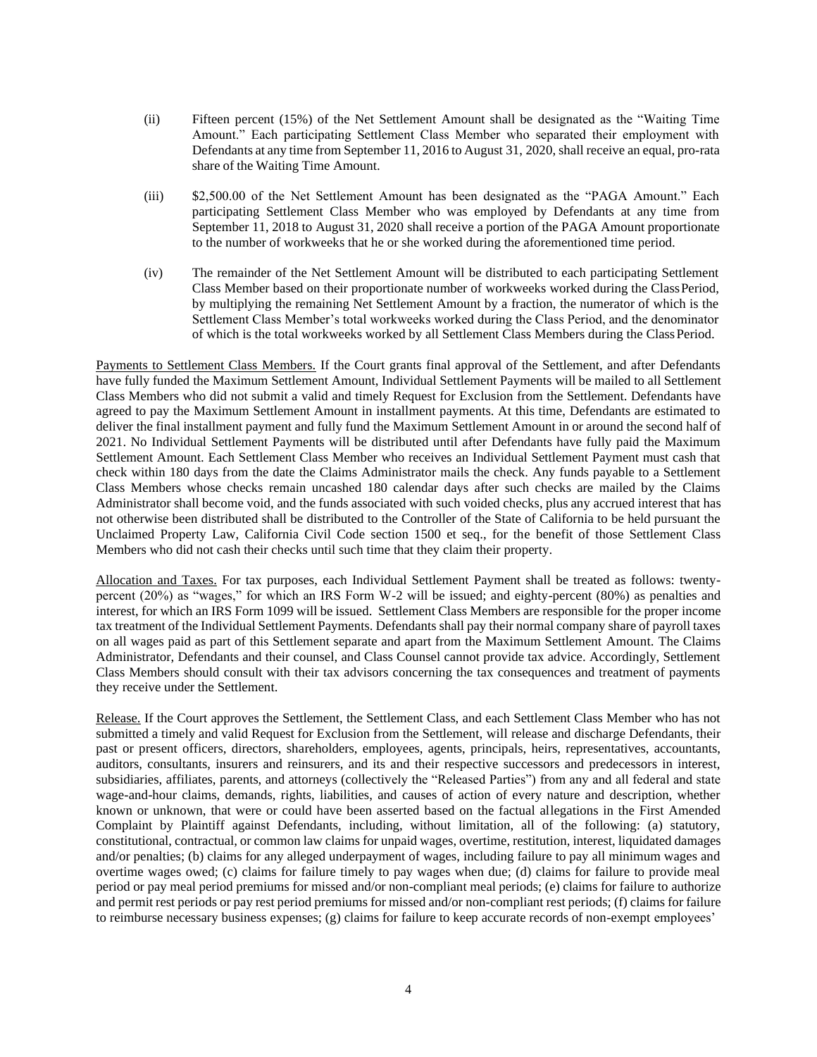(ii) Fifteen percent (15%) of the Net Settlement Amount shall be designated as the "Waiting Time Amount." Each participating Settlement Class Member who separated their employment with Defendants at any time from September 11, 2016 to August 31, 2020, shall receive an equal, pro-rata share of the Waiting Time Amount.

(iii) $2,500.00 of the Net Settlement Amount has been designated as the "PAGA Amount." Each participating Settlement Class Member who was employed by Defendants at any time from September 11, 2018 to August 31, 2020 shall receive a portion of the PAGA Amount proportionate to the number of workweeks that he or she worked during the aforementioned time period.

(iv) The remainder of the Net Settlement Amount will be distributed to each participating Settlement Class Member based on their proportionate number of workweeks worked during the Class Period, by multiplying the remaining Net Settlement Amount by a fraction, the numerator of which is the Settlement Class Member's total workweeks worked during the Class Period, and the denominator of which is the total workweeks worked by all Settlement Class Members during the Class Period.

Payments to Settlement Class Members. If the Court grants final approval of the Settlement, and after Defendants have fully funded the Maximum Settlement Amount, Individual Settlement Payments will be mailed to all Settlement Class Members who did not submit a valid and timely Request for Exclusion from the Settlement. Defendants have agreed to pay the Maximum Settlement Amount in installment payments. At this time, Defendants are estimated to deliver the final installment payment and fully fund the Maximum Settlement Amount in or around the second half of 2021. No Individual Settlement Payments will be distributed until after Defendants have fully paid the Maximum Settlement Amount. Each Settlement Class Member who receives an Individual Settlement Payment must cash that check within 180 days from the date the Claims Administrator mails the check. Any funds payable to a Settlement Class Members whose checks remain uncashed 180 calendar days after such checks are mailed by the Claims Administrator shall become void, and the funds associated with such voided checks, plus any accrued interest that has not otherwise been distributed shall be distributed to the Controller of the State of California to be held pursuant the Unclaimed Property Law, California Civil Code section 1500 et seq., for the benefit of those Settlement Class Members who did not cash their checks until such time that they claim their property.

Allocation and Taxes. For tax purposes, each Individual Settlement Payment shall be treated as follows: twenty-percent (20%) as "wages," for which an IRS Form W-2 will be issued; and eighty-percent (80%) as penalties and interest, for which an IRS Form 1099 will be issued. Settlement Class Members are responsible for the proper income tax treatment of the Individual Settlement Payments. Defendants shall pay their normal company share of payroll taxes on all wages paid as part of this Settlement separate and apart from the Maximum Settlement Amount. The Claims Administrator, Defendants and their counsel, and Class Counsel cannot provide tax advice. Accordingly, Settlement Class Members should consult with their tax advisors concerning the tax consequences and treatment of payments they receive under the Settlement.

Release. If the Court approves the Settlement, the Settlement Class, and each Settlement Class Member who has not submitted a timely and valid Request for Exclusion from the Settlement, will release and discharge Defendants, their past or present officers, directors, shareholders, employees, agents, principals, heirs, representatives, accountants, auditors, consultants, insurers and reinsurers, and its and their respective successors and predecessors in interest, subsidiaries, affiliates, parents, and attorneys (collectively the "Released Parties") from any and all federal and state wage-and-hour claims, demands, rights, liabilities, and causes of action of every nature and description, whether known or unknown, that were or could have been asserted based on the factual allegations in the First Amended Complaint by Plaintiff against Defendants, including, without limitation, all of the following: (a) statutory, constitutional, contractual, or common law claims for unpaid wages, overtime, restitution, interest, liquidated damages and/or penalties; (b) claims for any alleged underpayment of wages, including failure to pay all minimum wages and overtime wages owed; (c) claims for failure timely to pay wages when due; (d) claims for failure to provide meal period or pay meal period premiums for missed and/or non-compliant meal periods; (e) claims for failure to authorize and permit rest periods or pay rest period premiums for missed and/or non-compliant rest periods; (f) claims for failure to reimburse necessary business expenses; (g) claims for failure to keep accurate records of non-exempt employees'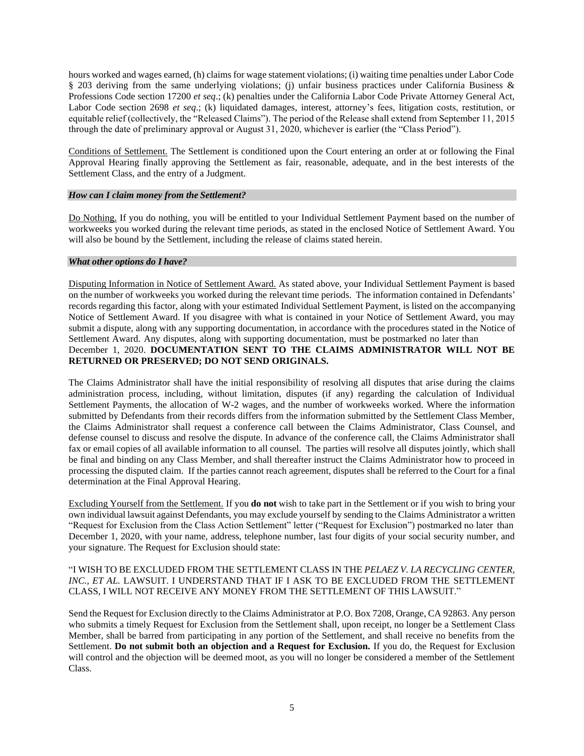hours worked and wages earned, (h) claims for wage statement violations; (i) waiting time penalties under Labor Code § 203 deriving from the same underlying violations; (j) unfair business practices under California Business & Professions Code section 17200 *et seq*.; (k) penalties under the California Labor Code Private Attorney General Act, Labor Code section 2698 *et seq*.; (k) liquidated damages, interest, attorney's fees, litigation costs, restitution, or equitable relief (collectively, the "Released Claims"). The period of the Release shall extend from September 11, 2015 through the date of preliminary approval or August 31, 2020, whichever is earlier (the "Class Period").

Conditions of Settlement. The Settlement is conditioned upon the Court entering an order at or following the Final Approval Hearing finally approving the Settlement as fair, reasonable, adequate, and in the best interests of the Settlement Class, and the entry of a Judgment.

### *How can I claim money from the Settlement?*

Do Nothing. If you do nothing, you will be entitled to your Individual Settlement Payment based on the number of workweeks you worked during the relevant time periods, as stated in the enclosed Notice of Settlement Award. You will also be bound by the Settlement, including the release of claims stated herein.

### *What other options do I have?*

Disputing Information in Notice of Settlement Award. As stated above, your Individual Settlement Payment is based on the number of workweeks you worked during the relevant time periods. The information contained in Defendants' records regarding this factor, along with your estimated Individual Settlement Payment, is listed on the accompanying Notice of Settlement Award. If you disagree with what is contained in your Notice of Settlement Award, you may submit a dispute, along with any supporting documentation, in accordance with the procedures stated in the Notice of Settlement Award. Any disputes, along with supporting documentation, must be postmarked no later than December 1, 2020. **DOCUMENTATION SENT TO THE CLAIMS ADMINISTRATOR WILL NOT BE RETURNED OR PRESERVED; DO NOT SEND ORIGINALS.**

The Claims Administrator shall have the initial responsibility of resolving all disputes that arise during the claims administration process, including, without limitation, disputes (if any) regarding the calculation of Individual Settlement Payments, the allocation of W-2 wages, and the number of workweeks worked. Where the information submitted by Defendants from their records differs from the information submitted by the Settlement Class Member, the Claims Administrator shall request a conference call between the Claims Administrator, Class Counsel, and defense counsel to discuss and resolve the dispute. In advance of the conference call, the Claims Administrator shall fax or email copies of all available information to all counsel. The parties will resolve all disputes jointly, which shall be final and binding on any Class Member, and shall thereafter instruct the Claims Administrator how to proceed in processing the disputed claim. If the parties cannot reach agreement, disputes shall be referred to the Court for a final determination at the Final Approval Hearing.

Excluding Yourself from the Settlement. If you **do not** wish to take part in the Settlement or if you wish to bring your own individual lawsuit against Defendants, you may exclude yourself by sending to the Claims Administrator a written "Request for Exclusion from the Class Action Settlement" letter ("Request for Exclusion") postmarked no later than December 1, 2020, with your name, address, telephone number, last four digits of your social security number, and your signature. The Request for Exclusion should state:

"I WISH TO BE EXCLUDED FROM THE SETTLEMENT CLASS IN THE *PELAEZ V. LA RECYCLING CENTER, INC., ET AL.* LAWSUIT. I UNDERSTAND THAT IF I ASK TO BE EXCLUDED FROM THE SETTLEMENT CLASS, I WILL NOT RECEIVE ANY MONEY FROM THE SETTLEMENT OF THIS LAWSUIT."

Send the Request for Exclusion directly to the Claims Administrator at P.O. Box 7208, Orange, CA 92863. Any person who submits a timely Request for Exclusion from the Settlement shall, upon receipt, no longer be a Settlement Class Member, shall be barred from participating in any portion of the Settlement, and shall receive no benefits from the Settlement. **Do not submit both an objection and a Request for Exclusion.** If you do, the Request for Exclusion will control and the objection will be deemed moot, as you will no longer be considered a member of the Settlement Class.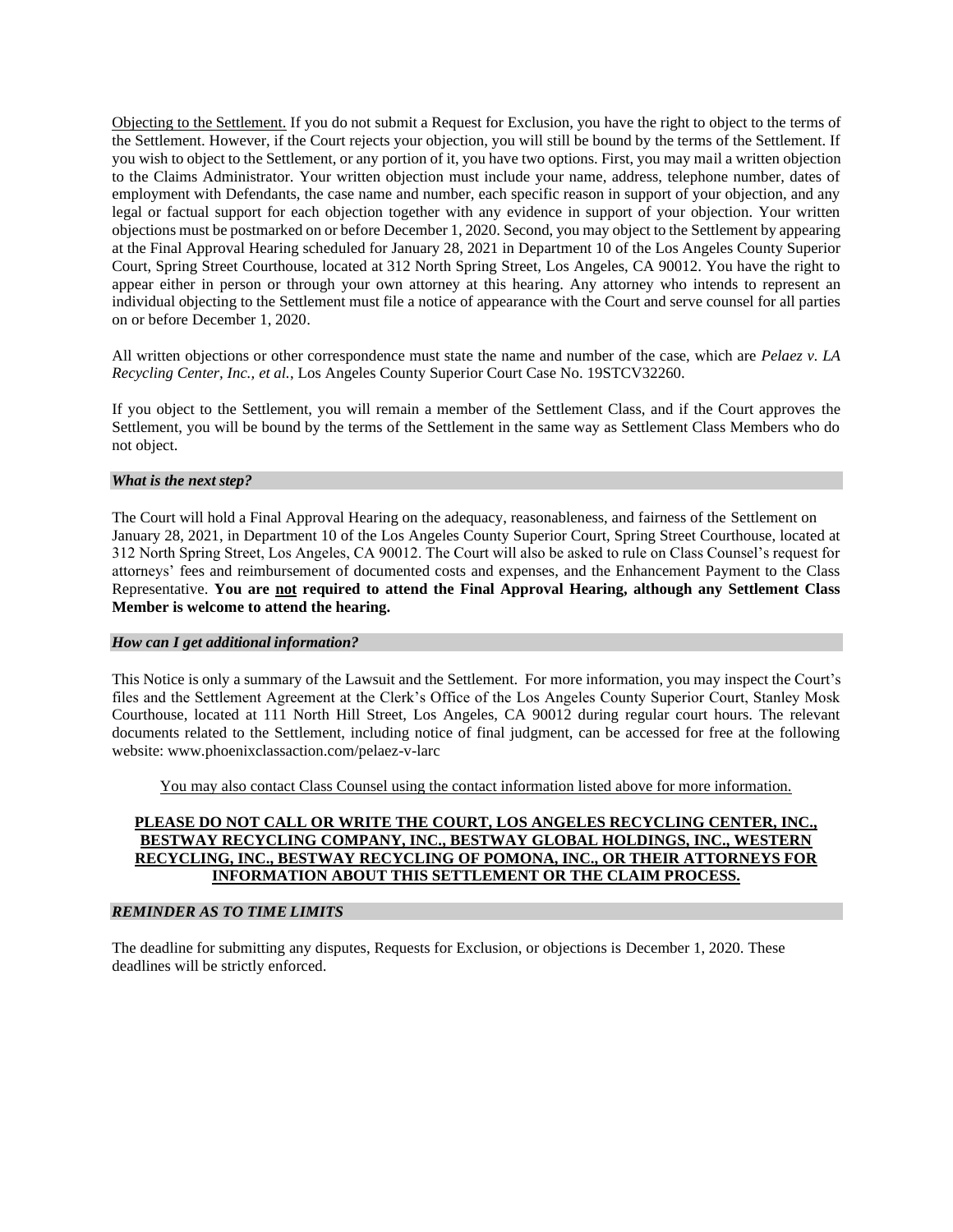Objecting to the Settlement. If you do not submit a Request for Exclusion, you have the right to object to the terms of the Settlement. However, if the Court rejects your objection, you will still be bound by the terms of the Settlement. If you wish to object to the Settlement, or any portion of it, you have two options. First, you may mail a written objection to the Claims Administrator. Your written objection must include your name, address, telephone number, dates of employment with Defendants, the case name and number, each specific reason in support of your objection, and any legal or factual support for each objection together with any evidence in support of your objection. Your written objections must be postmarked on or before December 1, 2020. Second, you may object to the Settlement by appearing at the Final Approval Hearing scheduled for January 28, 2021 in Department 10 of the Los Angeles County Superior Court, Spring Street Courthouse, located at 312 North Spring Street, Los Angeles, CA 90012. You have the right to appear either in person or through your own attorney at this hearing. Any attorney who intends to represent an individual objecting to the Settlement must file a notice of appearance with the Court and serve counsel for all parties on or before December 1, 2020.

All written objections or other correspondence must state the name and number of the case, which are *Pelaez v. LA Recycling Center, Inc., et al.*, Los Angeles County Superior Court Case No. 19STCV32260.

If you object to the Settlement, you will remain a member of the Settlement Class, and if the Court approves the Settlement, you will be bound by the terms of the Settlement in the same way as Settlement Class Members who do not object.

### *What is the next step?*

The Court will hold a Final Approval Hearing on the adequacy, reasonableness, and fairness of the Settlement on January 28, 2021, in Department 10 of the Los Angeles County Superior Court, Spring Street Courthouse, located at 312 North Spring Street, Los Angeles, CA 90012. The Court will also be asked to rule on Class Counsel's request for attorneys' fees and reimbursement of documented costs and expenses, and the Enhancement Payment to the Class Representative. **You are not required to attend the Final Approval Hearing, although any Settlement Class Member is welcome to attend the hearing.**

### *How can I get additional information?*

This Notice is only a summary of the Lawsuit and the Settlement. For more information, you may inspect the Court's files and the Settlement Agreement at the Clerk's Office of the Los Angeles County Superior Court, Stanley Mosk Courthouse, located at 111 North Hill Street, Los Angeles, CA 90012 during regular court hours. The relevant documents related to the Settlement, including notice of final judgment, can be accessed for free at the following website: www.phoenixclassaction.com/pelaez-v-larc

You may also contact Class Counsel using the contact information listed above for more information.

**PLEASE DO NOT CALL OR WRITE THE COURT, LOS ANGELES RECYCLING CENTER, INC., BESTWAY RECYCLING COMPANY, INC., BESTWAY GLOBAL HOLDINGS, INC., WESTERN RECYCLING, INC., BESTWAY RECYCLING OF POMONA, INC., OR THEIR ATTORNEYS FOR INFORMATION ABOUT THIS SETTLEMENT OR THE CLAIM PROCESS.**

### *REMINDER AS TO TIME LIMITS*

The deadline for submitting any disputes, Requests for Exclusion, or objections is December 1, 2020. These deadlines will be strictly enforced.